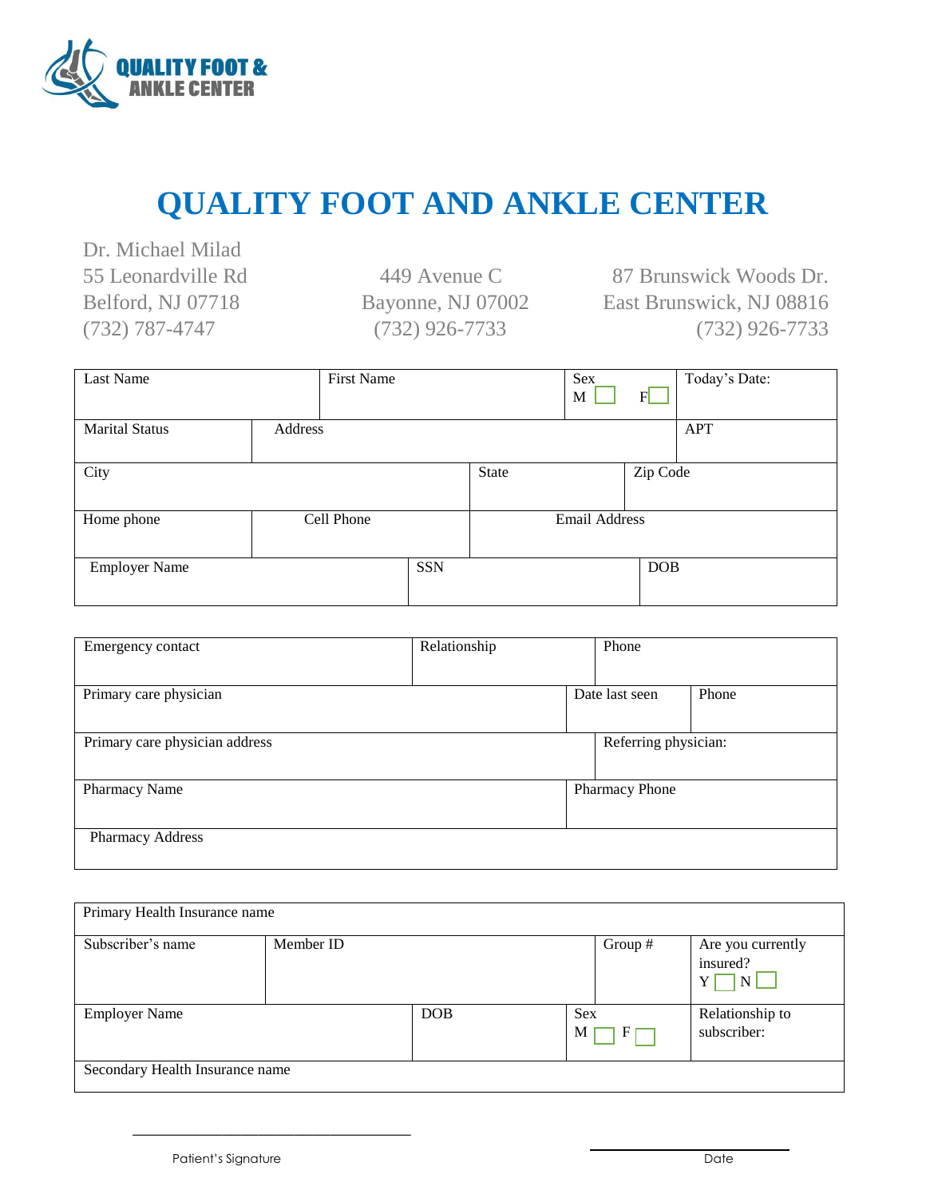QUALITY FOOT & ANKLE CENTER

# QUALITY FOOT AND ANKLE CENTER

Dr. Michael Milad

| 55 Leonardville Rd | 449 Avenue C | 87 Brunswick Woods Dr. |
|---|---|---|
| Belford, NJ 07718 | Bayonne, NJ 07002 | East Brunswick, NJ 08816 |
| (732) 787-4747 | (732) 926-7733 | (732) 926-7733 |

| Last Name | First Name | Sex M ☐ F ☐ | Today's Date: |
|---|---|---|---|
| Marital Status | Address | | APT |
| City | State | Zip Code | |
| Home phone | Cell Phone | Email Address | |
| Employer Name | SSN | DOB | |

| Emergency contact | Relationship | Phone |
|---|---|---|
| Primary care physician | Date last seen | Phone |
| Primary care physician address | Referring physician: | |
| Pharmacy Name | Pharmacy Phone | |
| Pharmacy Address | | |

| Primary Health Insurance name | | | |
|---|---|---|---|
| Subscriber's name | Member ID | Group # | Are you currently insured? Y ☐ N ☐ |
| Employer Name | DOB | Sex M ☐ F ☐ | Relationship to subscriber: |
| Secondary Health Insurance name | | | |

_______________________________ Patient's Signature

_______________________________ Date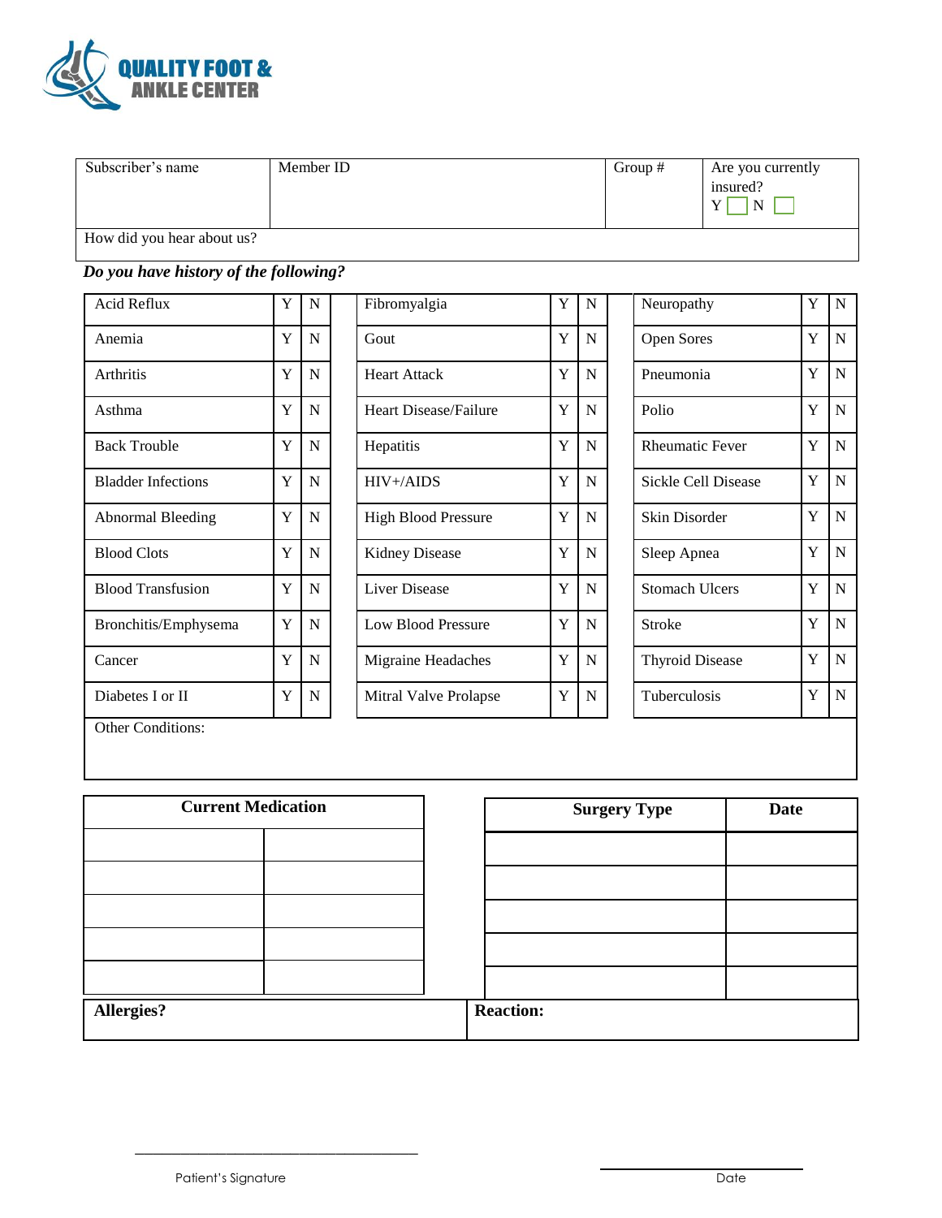QUALITY FOOT & ANKLE CENTER

| Subscriber's name | Member ID | Group # | Are you currently insured? Y ☐ N ☐ |
|---|---|---|---|
| How did you hear about us? | | | |

***Do you have history of the following?***

| Condition | Y | N | Condition | Y | N | Condition | Y | N |
|---|---|---|---|---|---|---|---|---|
| Acid Reflux | Y | N | Fibromyalgia | Y | N | Neuropathy | Y | N |
| Anemia | Y | N | Gout | Y | N | Open Sores | Y | N |
| Arthritis | Y | N | Heart Attack | Y | N | Pneumonia | Y | N |
| Asthma | Y | N | Heart Disease/Failure | Y | N | Polio | Y | N |
| Back Trouble | Y | N | Hepatitis | Y | N | Rheumatic Fever | Y | N |
| Bladder Infections | Y | N | HIV+/AIDS | Y | N | Sickle Cell Disease | Y | N |
| Abnormal Bleeding | Y | N | High Blood Pressure | Y | N | Skin Disorder | Y | N |
| Blood Clots | Y | N | Kidney Disease | Y | N | Sleep Apnea | Y | N |
| Blood Transfusion | Y | N | Liver Disease | Y | N | Stomach Ulcers | Y | N |
| Bronchitis/Emphysema | Y | N | Low Blood Pressure | Y | N | Stroke | Y | N |
| Cancer | Y | N | Migraine Headaches | Y | N | Thyroid Disease | Y | N |
| Diabetes I or II | Y | N | Mitral Valve Prolapse | Y | N | Tuberculosis | Y | N |

Other Conditions:

| **Current Medication** | |
|---|---|
| | |
| | |
| | |
| | |
| | |

| **Surgery Type** | **Date** |
|---|---|
| | |
| | |
| | |
| | |
| | |

| **Allergies?** | **Reaction:** |
|---|---|
| | |

______________________________
Patient's Signature

______________________________
Date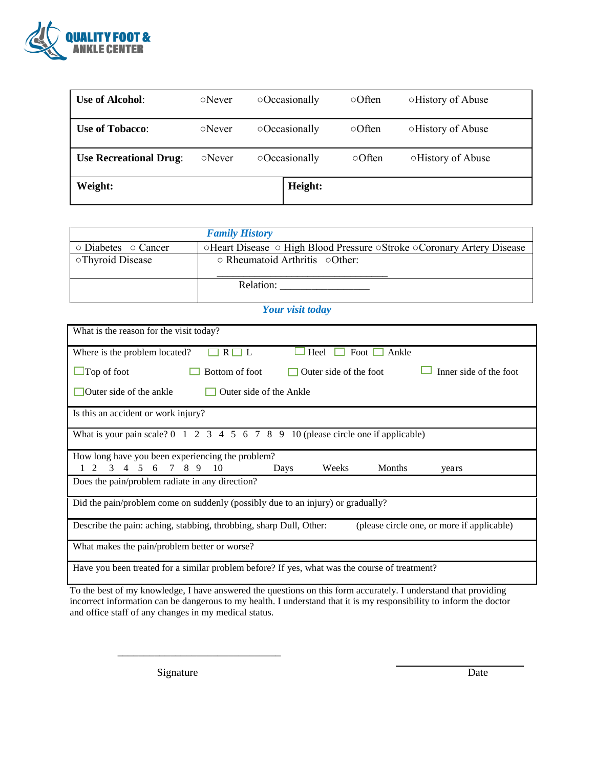**QUALITY FOOT & ANKLE CENTER**

| **Use of Alcohol**: | ○Never | ○Occasionally | ○Often | ○History of Abuse |
|---|---|---|---|---|
| **Use of Tobacco**: | ○Never | ○Occasionally | ○Often | ○History of Abuse |
| **Use Recreational Drug**: | ○Never | ○Occasionally | ○Often | ○History of Abuse |
| **Weight:** | | **Height:** | | |

| ***Family History*** | |
|---|---|
| ○ Diabetes ○ Cancer | ○Heart Disease ○ High Blood Pressure ○Stroke ○Coronary Artery Disease |
| ○Thyroid Disease | ○ Rheumatoid Arthritis ○Other: ______________________________ |
| | Relation: ________________ |

***Your visit today***

| |
|---|
| What is the reason for the visit today? |
| Where is the problem located? ☐ R ☐ L ☐ Heel ☐ Foot ☐ Ankle<br>☐Top of foot ☐ Bottom of foot ☐ Outer side of the foot ☐ Inner side of the foot<br>☐Outer side of the ankle ☐ Outer side of the Ankle |
| Is this an accident or work injury? |
| What is your pain scale? 0 1 2 3 4 5 6 7 8 9 10 (please circle one if applicable) |
| How long have you been experiencing the problem?<br>1 2 3 4 5 6 7 8 9 10 Days Weeks Months years |
| Does the pain/problem radiate in any direction? |
| Did the pain/problem come on suddenly (possibly due to an injury) or gradually? |
| Describe the pain: aching, stabbing, throbbing, sharp Dull, Other: (please circle one, or more if applicable) |
| What makes the pain/problem better or worse? |
| Have you been treated for a similar problem before? If yes, what was the course of treatment? |

To the best of my knowledge, I have answered the questions on this form accurately. I understand that providing incorrect information can be dangerous to my health. I understand that it is my responsibility to inform the doctor and office staff of any changes in my medical status.

________________________________ ________________________

Signature Date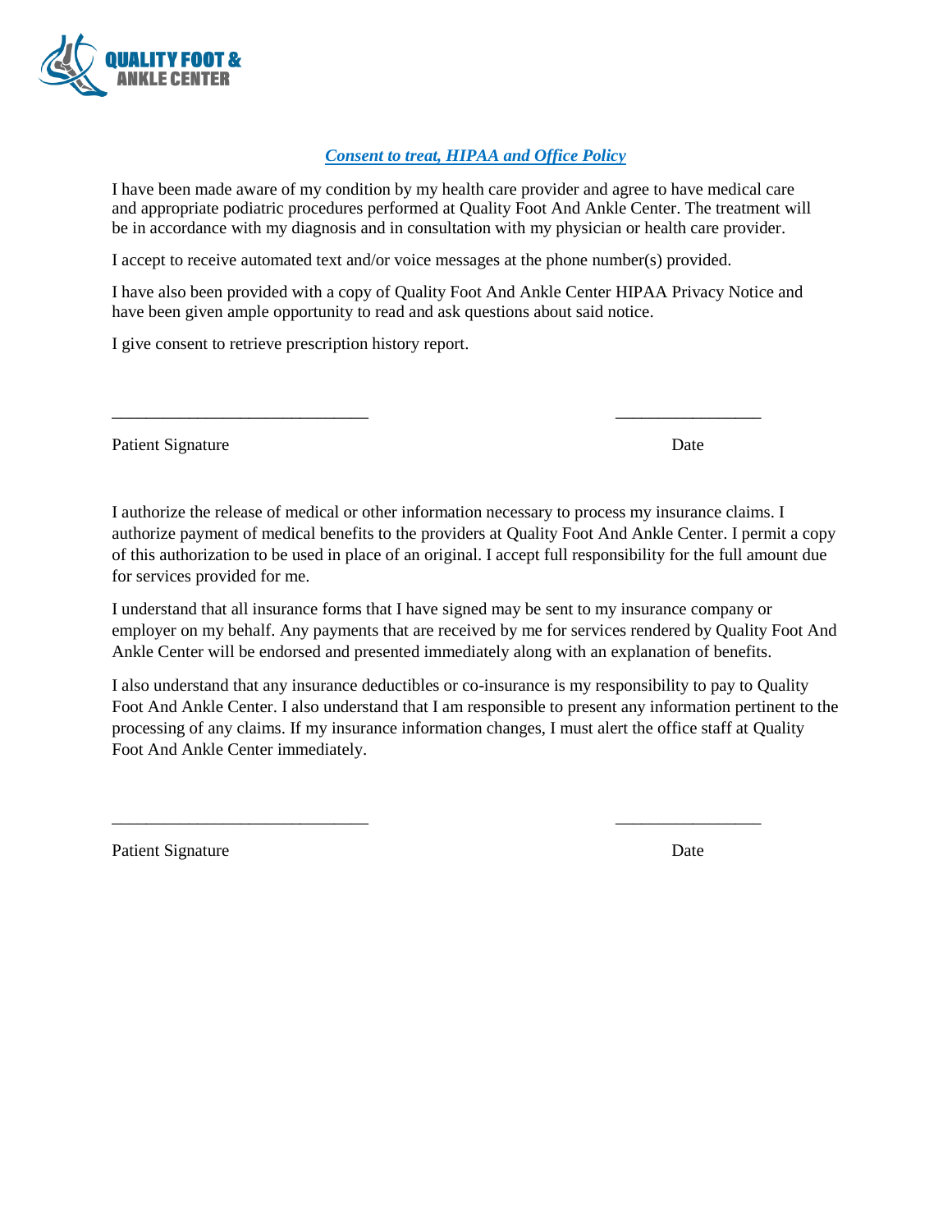QUALITY FOOT & ANKLE CENTER

## ***Consent to treat, HIPAA and Office Policy***

I have been made aware of my condition by my health care provider and agree to have medical care and appropriate podiatric procedures performed at Quality Foot And Ankle Center. The treatment will be in accordance with my diagnosis and in consultation with my physician or health care provider.

I accept to receive automated text and/or voice messages at the phone number(s) provided.

I have also been provided with a copy of Quality Foot And Ankle Center HIPAA Privacy Notice and have been given ample opportunity to read and ask questions about said notice.

I give consent to retrieve prescription history report.

______________________________ _________________

Patient Signature Date

I authorize the release of medical or other information necessary to process my insurance claims. I authorize payment of medical benefits to the providers at Quality Foot And Ankle Center. I permit a copy of this authorization to be used in place of an original. I accept full responsibility for the full amount due for services provided for me.

I understand that all insurance forms that I have signed may be sent to my insurance company or employer on my behalf. Any payments that are received by me for services rendered by Quality Foot And Ankle Center will be endorsed and presented immediately along with an explanation of benefits.

I also understand that any insurance deductibles or co-insurance is my responsibility to pay to Quality Foot And Ankle Center. I also understand that I am responsible to present any information pertinent to the processing of any claims. If my insurance information changes, I must alert the office staff at Quality Foot And Ankle Center immediately.

______________________________ _________________

Patient Signature Date